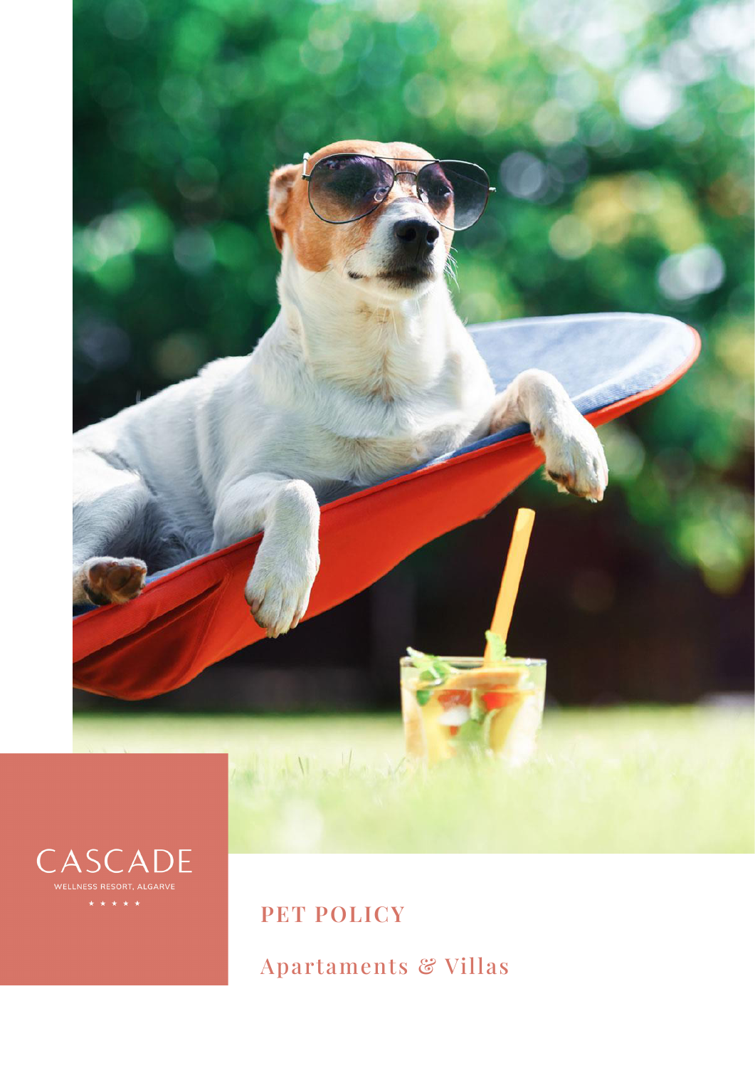CASCADE

WELLNESS RESORT, ALGARVE

★ ★ ★ ★ ★

# PET POLICY

## Apartaments & Villas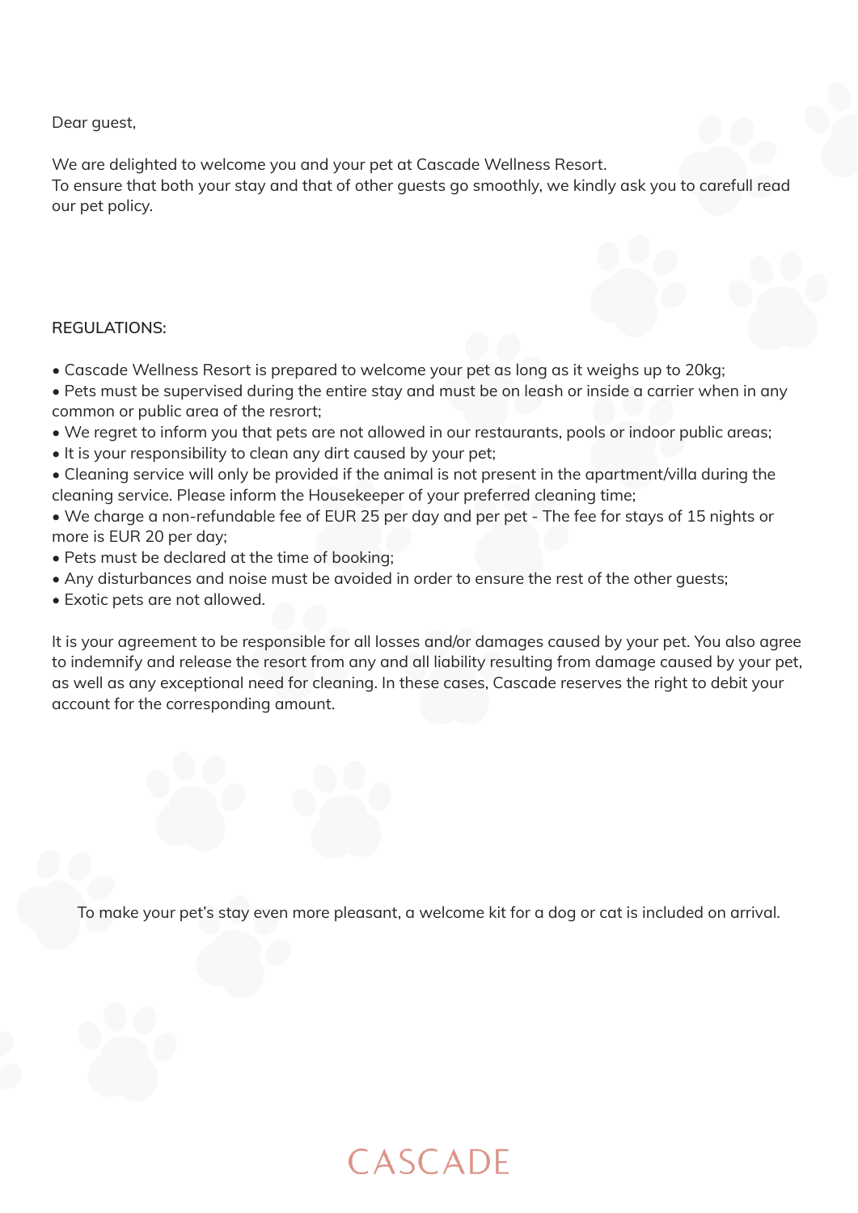Dear guest,

We are delighted to welcome you and your pet at Cascade Wellness Resort.
To ensure that both your stay and that of other guests go smoothly, we kindly ask you to carefull read our pet policy.

REGULATIONS:

- Cascade Wellness Resort is prepared to welcome your pet as long as it weighs up to 20kg;
- Pets must be supervised during the entire stay and must be on leash or inside a carrier when in any common or public area of the resrort;
- We regret to inform you that pets are not allowed in our restaurants, pools or indoor public areas;
- It is your responsibility to clean any dirt caused by your pet;
- Cleaning service will only be provided if the animal is not present in the apartment/villa during the cleaning service. Please inform the Housekeeper of your preferred cleaning time;
- We charge a non-refundable fee of EUR 25 per day and per pet - The fee for stays of 15 nights or more is EUR 20 per day;
- Pets must be declared at the time of booking;
- Any disturbances and noise must be avoided in order to ensure the rest of the other guests;
- Exotic pets are not allowed.

It is your agreement to be responsible for all losses and/or damages caused by your pet. You also agree to indemnify and release the resort from any and all liability resulting from damage caused by your pet, as well as any exceptional need for cleaning. In these cases, Cascade reserves the right to debit your account for the corresponding amount.

To make your pet's stay even more pleasant, a welcome kit for a dog or cat is included on arrival.

CASCADE